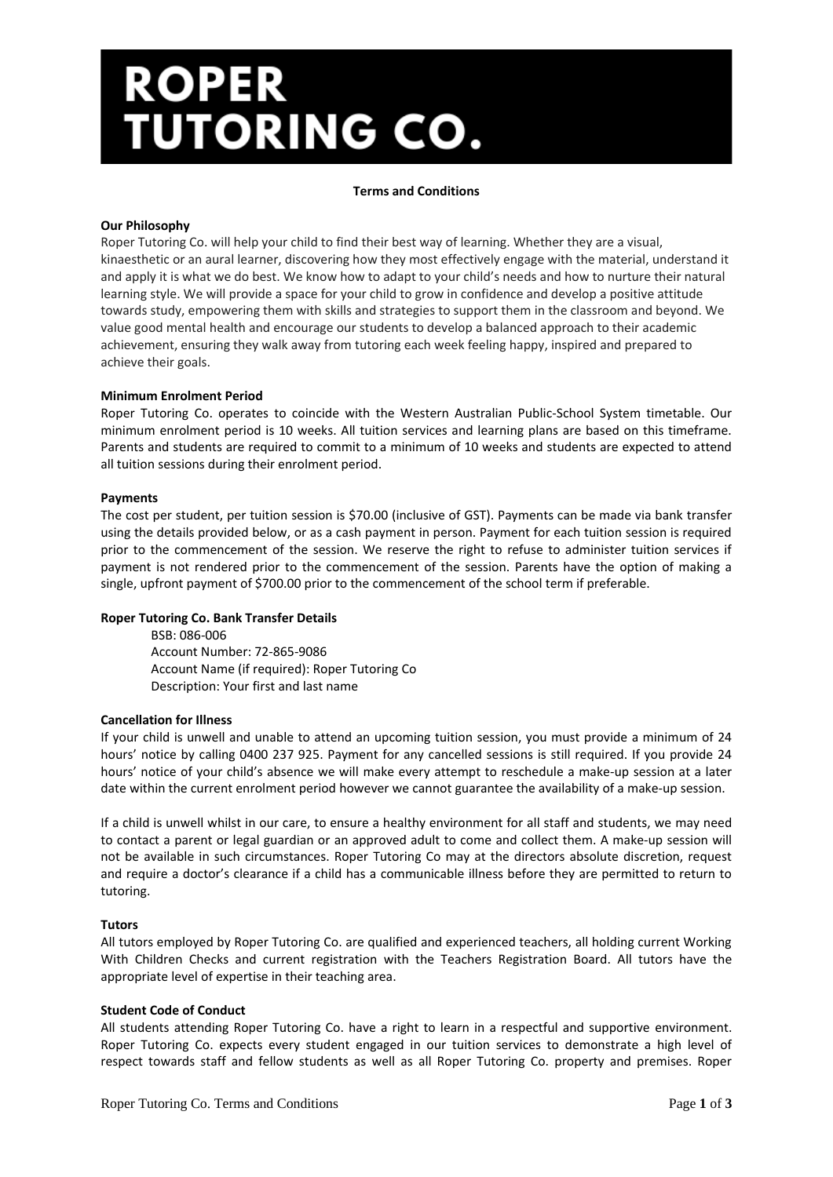# ROPER TUTORING CO.

**Terms and Conditions**

**Our Philosophy**

Roper Tutoring Co. will help your child to find their best way of learning. Whether they are a visual, kinaesthetic or an aural learner, discovering how they most effectively engage with the material, understand it and apply it is what we do best. We know how to adapt to your child's needs and how to nurture their natural learning style. We will provide a space for your child to grow in confidence and develop a positive attitude towards study, empowering them with skills and strategies to support them in the classroom and beyond. We value good mental health and encourage our students to develop a balanced approach to their academic achievement, ensuring they walk away from tutoring each week feeling happy, inspired and prepared to achieve their goals.

**Minimum Enrolment Period**

Roper Tutoring Co. operates to coincide with the Western Australian Public-School System timetable. Our minimum enrolment period is 10 weeks. All tuition services and learning plans are based on this timeframe. Parents and students are required to commit to a minimum of 10 weeks and students are expected to attend all tuition sessions during their enrolment period.

**Payments**

The cost per student, per tuition session is $70.00 (inclusive of GST). Payments can be made via bank transfer using the details provided below, or as a cash payment in person. Payment for each tuition session is required prior to the commencement of the session. We reserve the right to refuse to administer tuition services if payment is not rendered prior to the commencement of the session. Parents have the option of making a single, upfront payment of $700.00 prior to the commencement of the school term if preferable.

**Roper Tutoring Co. Bank Transfer Details**

BSB: 086-006
Account Number: 72-865-9086
Account Name (if required): Roper Tutoring Co
Description: Your first and last name

**Cancellation for Illness**

If your child is unwell and unable to attend an upcoming tuition session, you must provide a minimum of 24 hours' notice by calling 0400 237 925. Payment for any cancelled sessions is still required. If you provide 24 hours' notice of your child's absence we will make every attempt to reschedule a make-up session at a later date within the current enrolment period however we cannot guarantee the availability of a make-up session.

If a child is unwell whilst in our care, to ensure a healthy environment for all staff and students, we may need to contact a parent or legal guardian or an approved adult to come and collect them. A make-up session will not be available in such circumstances. Roper Tutoring Co may at the directors absolute discretion, request and require a doctor's clearance if a child has a communicable illness before they are permitted to return to tutoring.

**Tutors**

All tutors employed by Roper Tutoring Co. are qualified and experienced teachers, all holding current Working With Children Checks and current registration with the Teachers Registration Board. All tutors have the appropriate level of expertise in their teaching area.

**Student Code of Conduct**

All students attending Roper Tutoring Co. have a right to learn in a respectful and supportive environment. Roper Tutoring Co. expects every student engaged in our tuition services to demonstrate a high level of respect towards staff and fellow students as well as all Roper Tutoring Co. property and premises. Roper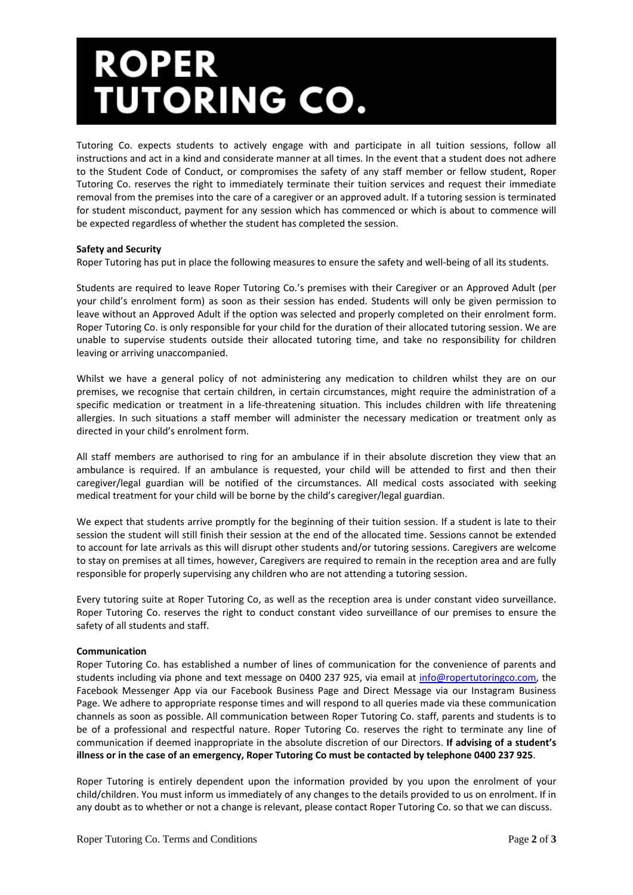# ROPER TUTORING CO.

Tutoring Co. expects students to actively engage with and participate in all tuition sessions, follow all instructions and act in a kind and considerate manner at all times. In the event that a student does not adhere to the Student Code of Conduct, or compromises the safety of any staff member or fellow student, Roper Tutoring Co. reserves the right to immediately terminate their tuition services and request their immediate removal from the premises into the care of a caregiver or an approved adult. If a tutoring session is terminated for student misconduct, payment for any session which has commenced or which is about to commence will be expected regardless of whether the student has completed the session.

**Safety and Security**

Roper Tutoring has put in place the following measures to ensure the safety and well-being of all its students.

Students are required to leave Roper Tutoring Co.'s premises with their Caregiver or an Approved Adult (per your child's enrolment form) as soon as their session has ended. Students will only be given permission to leave without an Approved Adult if the option was selected and properly completed on their enrolment form. Roper Tutoring Co. is only responsible for your child for the duration of their allocated tutoring session. We are unable to supervise students outside their allocated tutoring time, and take no responsibility for children leaving or arriving unaccompanied.

Whilst we have a general policy of not administering any medication to children whilst they are on our premises, we recognise that certain children, in certain circumstances, might require the administration of a specific medication or treatment in a life-threatening situation. This includes children with life threatening allergies. In such situations a staff member will administer the necessary medication or treatment only as directed in your child's enrolment form.

All staff members are authorised to ring for an ambulance if in their absolute discretion they view that an ambulance is required. If an ambulance is requested, your child will be attended to first and then their caregiver/legal guardian will be notified of the circumstances. All medical costs associated with seeking medical treatment for your child will be borne by the child's caregiver/legal guardian.

We expect that students arrive promptly for the beginning of their tuition session. If a student is late to their session the student will still finish their session at the end of the allocated time. Sessions cannot be extended to account for late arrivals as this will disrupt other students and/or tutoring sessions. Caregivers are welcome to stay on premises at all times, however, Caregivers are required to remain in the reception area and are fully responsible for properly supervising any children who are not attending a tutoring session.

Every tutoring suite at Roper Tutoring Co, as well as the reception area is under constant video surveillance. Roper Tutoring Co. reserves the right to conduct constant video surveillance of our premises to ensure the safety of all students and staff.

**Communication**

Roper Tutoring Co. has established a number of lines of communication for the convenience of parents and students including via phone and text message on 0400 237 925, via email at info@ropertutoringco.com, the Facebook Messenger App via our Facebook Business Page and Direct Message via our Instagram Business Page. We adhere to appropriate response times and will respond to all queries made via these communication channels as soon as possible. All communication between Roper Tutoring Co. staff, parents and students is to be of a professional and respectful nature. Roper Tutoring Co. reserves the right to terminate any line of communication if deemed inappropriate in the absolute discretion of our Directors. **If advising of a student's illness or in the case of an emergency, Roper Tutoring Co must be contacted by telephone 0400 237 925**.

Roper Tutoring is entirely dependent upon the information provided by you upon the enrolment of your child/children. You must inform us immediately of any changes to the details provided to us on enrolment. If in any doubt as to whether or not a change is relevant, please contact Roper Tutoring Co. so that we can discuss.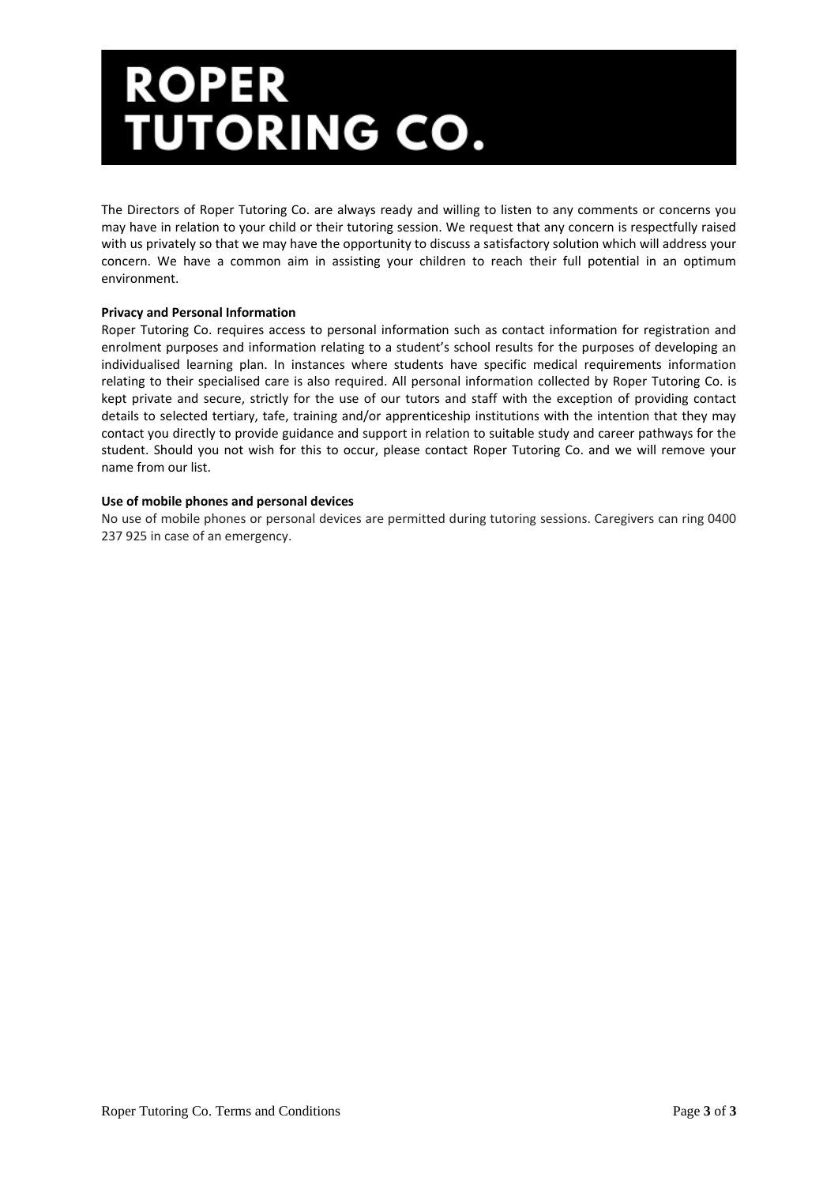# ROPER TUTORING CO.

The Directors of Roper Tutoring Co. are always ready and willing to listen to any comments or concerns you may have in relation to your child or their tutoring session. We request that any concern is respectfully raised with us privately so that we may have the opportunity to discuss a satisfactory solution which will address your concern. We have a common aim in assisting your children to reach their full potential in an optimum environment.

**Privacy and Personal Information**

Roper Tutoring Co. requires access to personal information such as contact information for registration and enrolment purposes and information relating to a student's school results for the purposes of developing an individualised learning plan. In instances where students have specific medical requirements information relating to their specialised care is also required. All personal information collected by Roper Tutoring Co. is kept private and secure, strictly for the use of our tutors and staff with the exception of providing contact details to selected tertiary, tafe, training and/or apprenticeship institutions with the intention that they may contact you directly to provide guidance and support in relation to suitable study and career pathways for the student. Should you not wish for this to occur, please contact Roper Tutoring Co. and we will remove your name from our list.

**Use of mobile phones and personal devices**

No use of mobile phones or personal devices are permitted during tutoring sessions. Caregivers can ring 0400 237 925 in case of an emergency.